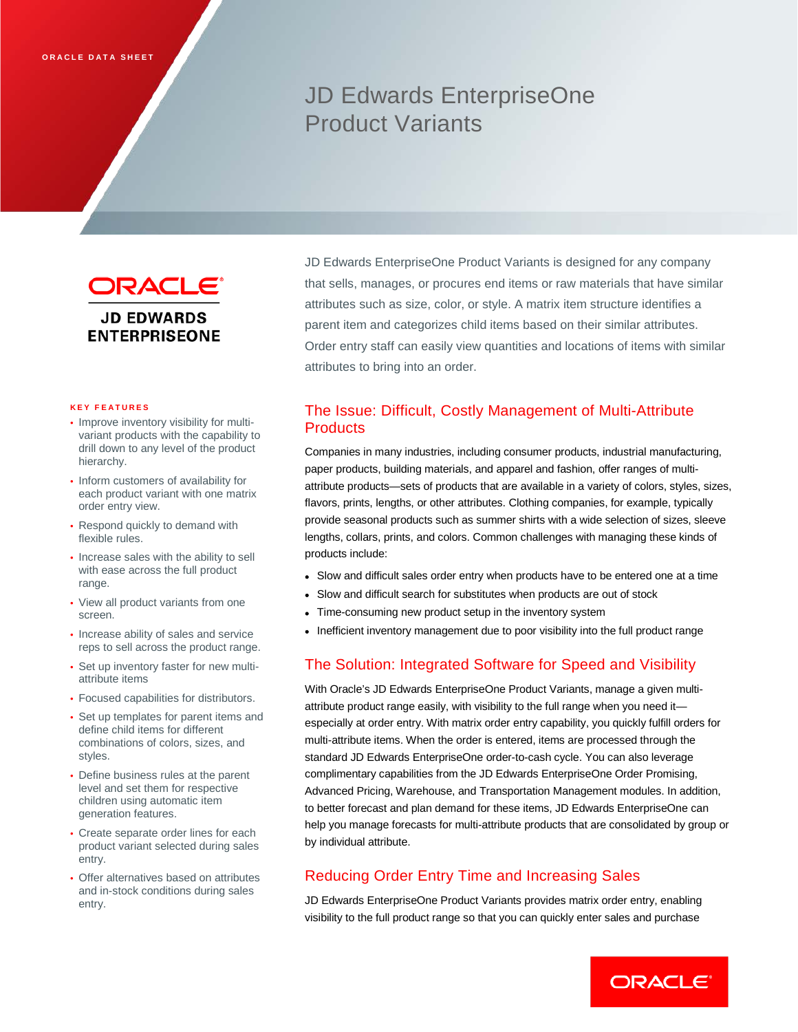ORACLE DATA SHEET

# JD Edwards EnterpriseOne Product Variants

ORACLE
JD EDWARDS ENTERPRISEONE

JD Edwards EnterpriseOne Product Variants is designed for any company that sells, manages, or procures end items or raw materials that have similar attributes such as size, color, or style. A matrix item structure identifies a parent item and categorizes child items based on their similar attributes. Order entry staff can easily view quantities and locations of items with similar attributes to bring into an order.

**KEY FEATURES**

- Improve inventory visibility for multi-variant products with the capability to drill down to any level of the product hierarchy.
- Inform customers of availability for each product variant with one matrix order entry view.
- Respond quickly to demand with flexible rules.
- Increase sales with the ability to sell with ease across the full product range.
- View all product variants from one screen.
- Increase ability of sales and service reps to sell across the product range.
- Set up inventory faster for new multi-attribute items
- Focused capabilities for distributors.
- Set up templates for parent items and define child items for different combinations of colors, sizes, and styles.
- Define business rules at the parent level and set them for respective children using automatic item generation features.
- Create separate order lines for each product variant selected during sales entry.
- Offer alternatives based on attributes and in-stock conditions during sales entry.

## The Issue: Difficult, Costly Management of Multi-Attribute Products

Companies in many industries, including consumer products, industrial manufacturing, paper products, building materials, and apparel and fashion, offer ranges of multi-attribute products—sets of products that are available in a variety of colors, styles, sizes, flavors, prints, lengths, or other attributes. Clothing companies, for example, typically provide seasonal products such as summer shirts with a wide selection of sizes, sleeve lengths, collars, prints, and colors. Common challenges with managing these kinds of products include:

- Slow and difficult sales order entry when products have to be entered one at a time
- Slow and difficult search for substitutes when products are out of stock
- Time-consuming new product setup in the inventory system
- Inefficient inventory management due to poor visibility into the full product range

## The Solution: Integrated Software for Speed and Visibility

With Oracle's JD Edwards EnterpriseOne Product Variants, manage a given multi-attribute product range easily, with visibility to the full range when you need it—especially at order entry. With matrix order entry capability, you quickly fulfill orders for multi-attribute items. When the order is entered, items are processed through the standard JD Edwards EnterpriseOne order-to-cash cycle. You can also leverage complimentary capabilities from the JD Edwards EnterpriseOne Order Promising, Advanced Pricing, Warehouse, and Transportation Management modules. In addition, to better forecast and plan demand for these items, JD Edwards EnterpriseOne can help you manage forecasts for multi-attribute products that are consolidated by group or by individual attribute.

## Reducing Order Entry Time and Increasing Sales

JD Edwards EnterpriseOne Product Variants provides matrix order entry, enabling visibility to the full product range so that you can quickly enter sales and purchase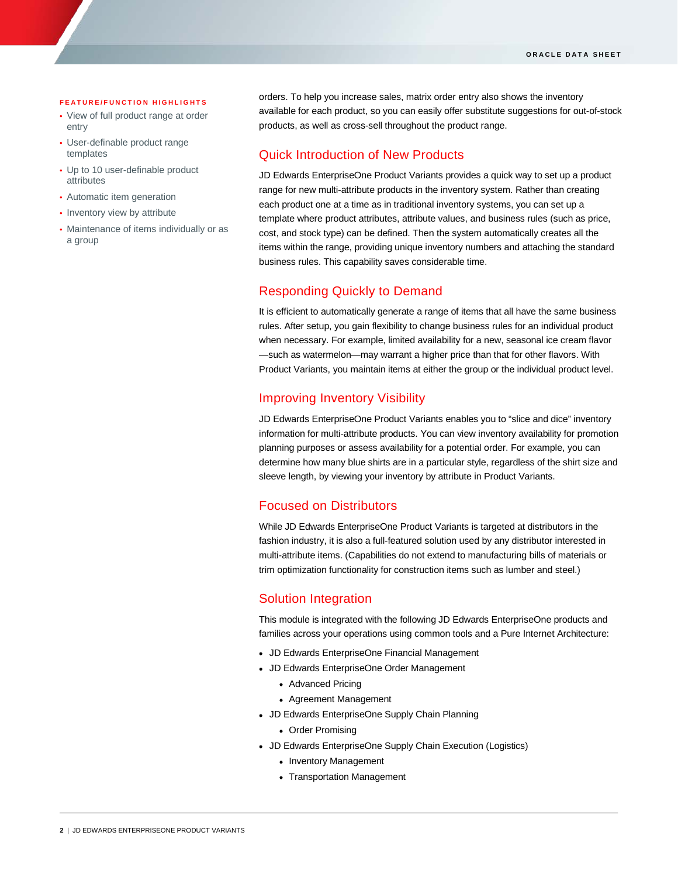**FEATURE/FUNCTION HIGHLIGHTS**

- View of full product range at order entry
- User-definable product range templates
- Up to 10 user-definable product attributes
- Automatic item generation
- Inventory view by attribute
- Maintenance of items individually or as a group

orders. To help you increase sales, matrix order entry also shows the inventory available for each product, so you can easily offer substitute suggestions for out-of-stock products, as well as cross-sell throughout the product range.

## Quick Introduction of New Products

JD Edwards EnterpriseOne Product Variants provides a quick way to set up a product range for new multi-attribute products in the inventory system. Rather than creating each product one at a time as in traditional inventory systems, you can set up a template where product attributes, attribute values, and business rules (such as price, cost, and stock type) can be defined. Then the system automatically creates all the items within the range, providing unique inventory numbers and attaching the standard business rules. This capability saves considerable time.

## Responding Quickly to Demand

It is efficient to automatically generate a range of items that all have the same business rules. After setup, you gain flexibility to change business rules for an individual product when necessary. For example, limited availability for a new, seasonal ice cream flavor—such as watermelon—may warrant a higher price than that for other flavors. With Product Variants, you maintain items at either the group or the individual product level.

## Improving Inventory Visibility

JD Edwards EnterpriseOne Product Variants enables you to "slice and dice" inventory information for multi-attribute products. You can view inventory availability for promotion planning purposes or assess availability for a potential order. For example, you can determine how many blue shirts are in a particular style, regardless of the shirt size and sleeve length, by viewing your inventory by attribute in Product Variants.

## Focused on Distributors

While JD Edwards EnterpriseOne Product Variants is targeted at distributors in the fashion industry, it is also a full-featured solution used by any distributor interested in multi-attribute items. (Capabilities do not extend to manufacturing bills of materials or trim optimization functionality for construction items such as lumber and steel.)

## Solution Integration

This module is integrated with the following JD Edwards EnterpriseOne products and families across your operations using common tools and a Pure Internet Architecture:

- JD Edwards EnterpriseOne Financial Management
- JD Edwards EnterpriseOne Order Management
  - Advanced Pricing
  - Agreement Management
- JD Edwards EnterpriseOne Supply Chain Planning
  - Order Promising
- JD Edwards EnterpriseOne Supply Chain Execution (Logistics)
  - Inventory Management
  - Transportation Management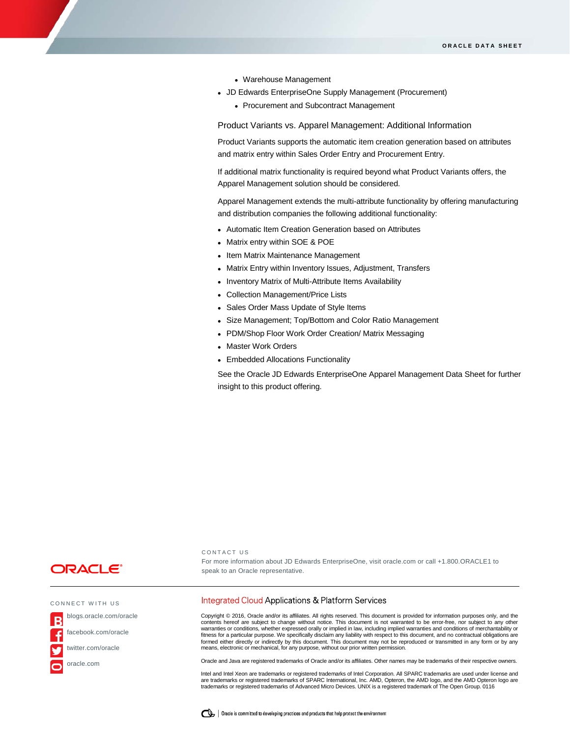- Warehouse Management
- JD Edwards EnterpriseOne Supply Management (Procurement)
   - Procurement and Subcontract Management

## Product Variants vs. Apparel Management: Additional Information

Product Variants supports the automatic item creation generation based on attributes and matrix entry within Sales Order Entry and Procurement Entry.

If additional matrix functionality is required beyond what Product Variants offers, the Apparel Management solution should be considered.

Apparel Management extends the multi-attribute functionality by offering manufacturing and distribution companies the following additional functionality:

- Automatic Item Creation Generation based on Attributes
- Matrix entry within SOE & POE
- Item Matrix Maintenance Management
- Matrix Entry within Inventory Issues, Adjustment, Transfers
- Inventory Matrix of Multi-Attribute Items Availability
- Collection Management/Price Lists
- Sales Order Mass Update of Style Items
- Size Management; Top/Bottom and Color Ratio Management
- PDM/Shop Floor Work Order Creation/ Matrix Messaging
- Master Work Orders
- Embedded Allocations Functionality

See the Oracle JD Edwards EnterpriseOne Apparel Management Data Sheet for further insight to this product offering.

CONTACT US

For more information about JD Edwards EnterpriseOne, visit oracle.com or call +1.800.ORACLE1 to speak to an Oracle representative.

CONNECT WITH US

- blogs.oracle.com/oracle
- facebook.com/oracle
- twitter.com/oracle
- oracle.com

Integrated Cloud Applications & Platform Services

Copyright © 2016, Oracle and/or its affiliates. All rights reserved. This document is provided for information purposes only, and the contents hereof are subject to change without notice. This document is not warranted to be error-free, nor subject to any other warranties or conditions, whether expressed orally or implied in law, including implied warranties and conditions of merchantability or fitness for a particular purpose. We specifically disclaim any liability with respect to this document, and no contractual obligations are formed either directly or indirectly by this document. This document may not be reproduced or transmitted in any form or by any means, electronic or mechanical, for any purpose, without our prior written permission.

Oracle and Java are registered trademarks of Oracle and/or its affiliates. Other names may be trademarks of their respective owners.

Intel and Intel Xeon are trademarks or registered trademarks of Intel Corporation. All SPARC trademarks are used under license and are trademarks or registered trademarks of SPARC International, Inc. AMD, Opteron, the AMD logo, and the AMD Opteron logo are trademarks or registered trademarks of Advanced Micro Devices. UNIX is a registered trademark of The Open Group. 0116

Oracle is committed to developing practices and products that help protect the environment